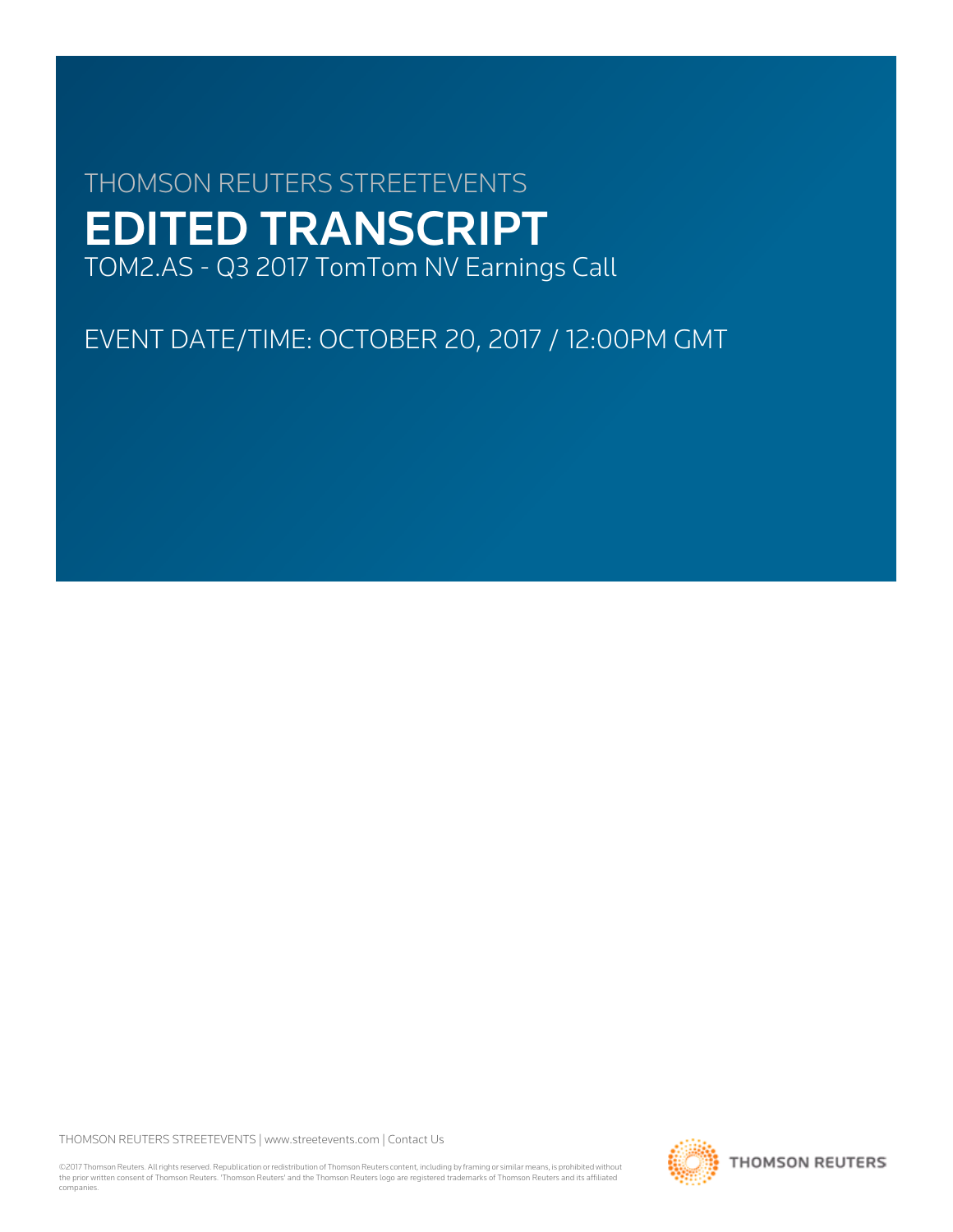THOMSON REUTERS STREETEVENTS

# EDITED TRANSCRIPT

TOM2.AS - Q3 2017 TomTom NV Earnings Call

EVENT DATE/TIME: OCTOBER 20, 2017 / 12:00PM GMT

THOMSON REUTERS STREETEVENTS | www.streetevents.com | Contact Us

©2017 Thomson Reuters. All rights reserved. Republication or redistribution of Thomson Reuters content, including by framing or similar means, is prohibited without the prior written consent of Thomson Reuters. 'Thomson Reuters' and the Thomson Reuters logo are registered trademarks of Thomson Reuters and its affiliated companies.

THOMSON REUTERS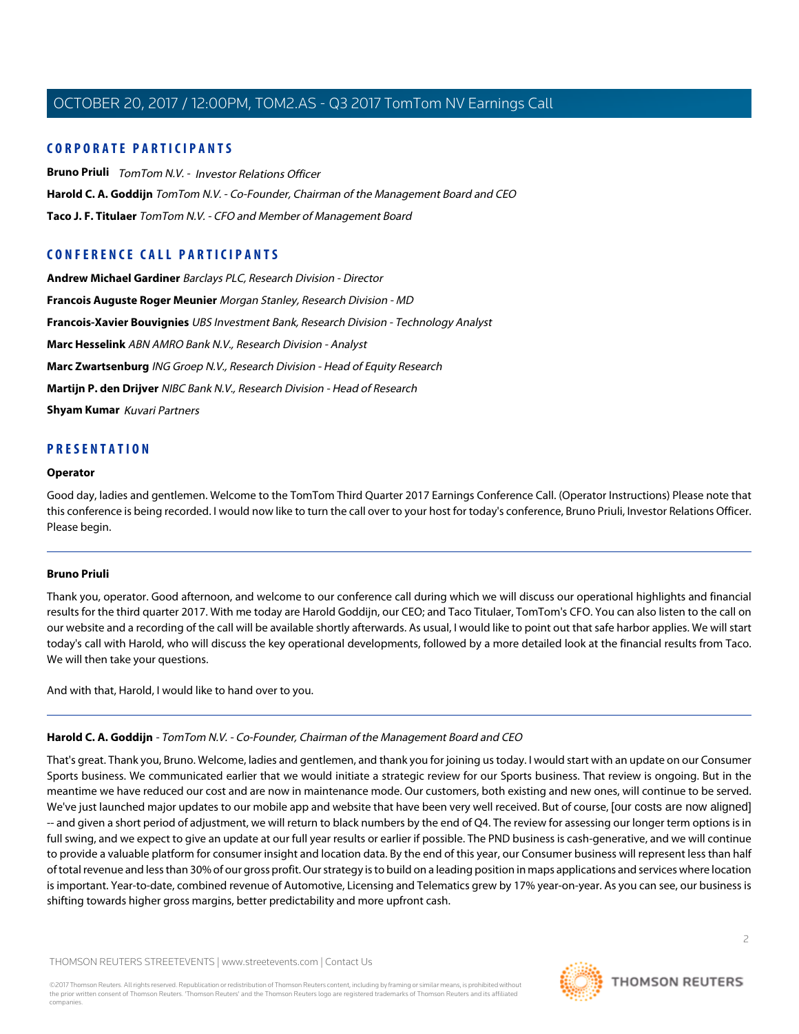## CORPORATE PARTICIPANTS

**Bruno Priuli** *TomTom N.V. - Investor Relations Officer*

**Harold C. A. Goddijn** *TomTom N.V. - Co-Founder, Chairman of the Management Board and CEO*

**Taco J. F. Titulaer** *TomTom N.V. - CFO and Member of Management Board*

## CONFERENCE CALL PARTICIPANTS

**Andrew Michael Gardiner** *Barclays PLC, Research Division - Director*

**Francois Auguste Roger Meunier** *Morgan Stanley, Research Division - MD*

**Francois-Xavier Bouvignies** *UBS Investment Bank, Research Division - Technology Analyst*

**Marc Hesselink** *ABN AMRO Bank N.V., Research Division - Analyst*

**Marc Zwartsenburg** *ING Groep N.V., Research Division - Head of Equity Research*

**Martijn P. den Drijver** *NIBC Bank N.V., Research Division - Head of Research*

**Shyam Kumar** *Kuvari Partners*

## PRESENTATION

**Operator**

Good day, ladies and gentlemen. Welcome to the TomTom Third Quarter 2017 Earnings Conference Call. (Operator Instructions) Please note that this conference is being recorded. I would now like to turn the call over to your host for today's conference, Bruno Priuli, Investor Relations Officer. Please begin.

---

**Bruno Priuli**

Thank you, operator. Good afternoon, and welcome to our conference call during which we will discuss our operational highlights and financial results for the third quarter 2017. With me today are Harold Goddijn, our CEO; and Taco Titulaer, TomTom's CFO. You can also listen to the call on our website and a recording of the call will be available shortly afterwards. As usual, I would like to point out that safe harbor applies. We will start today's call with Harold, who will discuss the key operational developments, followed by a more detailed look at the financial results from Taco. We will then take your questions.

And with that, Harold, I would like to hand over to you.

---

**Harold C. A. Goddijn** - *TomTom N.V. - Co-Founder, Chairman of the Management Board and CEO*

That's great. Thank you, Bruno. Welcome, ladies and gentlemen, and thank you for joining us today. I would start with an update on our Consumer Sports business. We communicated earlier that we would initiate a strategic review for our Sports business. That review is ongoing. But in the meantime we have reduced our cost and are now in maintenance mode. Our customers, both existing and new ones, will continue to be served. We've just launched major updates to our mobile app and website that have been very well received. But of course, [our costs are now aligned] -- and given a short period of adjustment, we will return to black numbers by the end of Q4. The review for assessing our longer term options is in full swing, and we expect to give an update at our full year results or earlier if possible. The PND business is cash-generative, and we will continue to provide a valuable platform for consumer insight and location data. By the end of this year, our Consumer business will represent less than half of total revenue and less than 30% of our gross profit. Our strategy is to build on a leading position in maps applications and services where location is important. Year-to-date, combined revenue of Automotive, Licensing and Telematics grew by 17% year-on-year. As you can see, our business is shifting towards higher gross margins, better predictability and more upfront cash.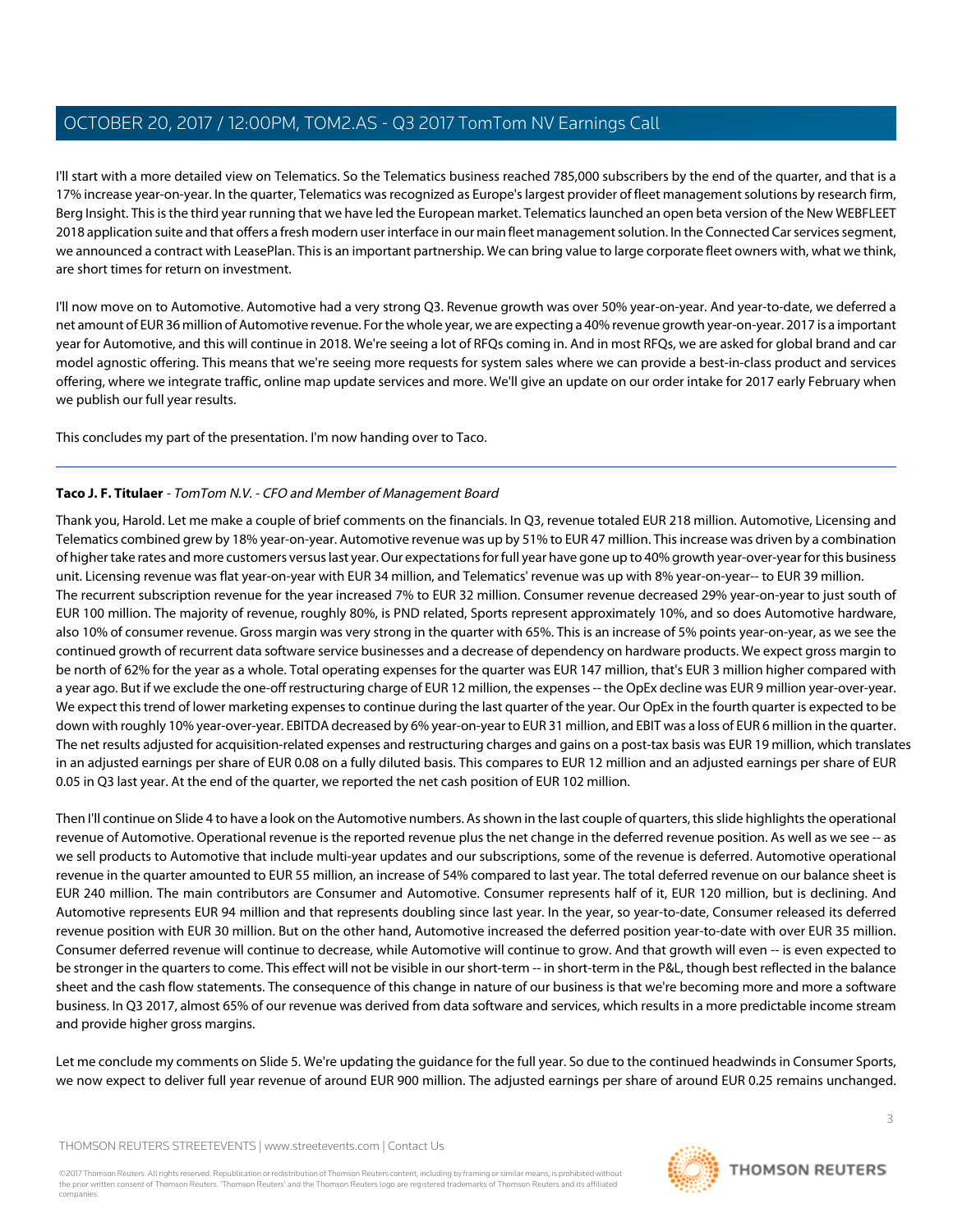I'll start with a more detailed view on Telematics. So the Telematics business reached 785,000 subscribers by the end of the quarter, and that is a 17% increase year-on-year. In the quarter, Telematics was recognized as Europe's largest provider of fleet management solutions by research firm, Berg Insight. This is the third year running that we have led the European market. Telematics launched an open beta version of the New WEBFLEET 2018 application suite and that offers a fresh modern user interface in our main fleet management solution. In the Connected Car services segment, we announced a contract with LeasePlan. This is an important partnership. We can bring value to large corporate fleet owners with, what we think, are short times for return on investment.

I'll now move on to Automotive. Automotive had a very strong Q3. Revenue growth was over 50% year-on-year. And year-to-date, we deferred a net amount of EUR 36 million of Automotive revenue. For the whole year, we are expecting a 40% revenue growth year-on-year. 2017 is a important year for Automotive, and this will continue in 2018. We're seeing a lot of RFQs coming in. And in most RFQs, we are asked for global brand and car model agnostic offering. This means that we're seeing more requests for system sales where we can provide a best-in-class product and services offering, where we integrate traffic, online map update services and more. We'll give an update on our order intake for 2017 early February when we publish our full year results.

This concludes my part of the presentation. I'm now handing over to Taco.

---

**Taco J. F. Titulaer** - *TomTom N.V. - CFO and Member of Management Board*

Thank you, Harold. Let me make a couple of brief comments on the financials. In Q3, revenue totaled EUR 218 million. Automotive, Licensing and Telematics combined grew by 18% year-on-year. Automotive revenue was up by 51% to EUR 47 million. This increase was driven by a combination of higher take rates and more customers versus last year. Our expectations for full year have gone up to 40% growth year-over-year for this business unit. Licensing revenue was flat year-on-year with EUR 34 million, and Telematics' revenue was up with 8% year-on-year-- to EUR 39 million. The recurrent subscription revenue for the year increased 7% to EUR 32 million. Consumer revenue decreased 29% year-on-year to just south of EUR 100 million. The majority of revenue, roughly 80%, is PND related, Sports represent approximately 10%, and so does Automotive hardware, also 10% of consumer revenue. Gross margin was very strong in the quarter with 65%. This is an increase of 5% points year-on-year, as we see the continued growth of recurrent data software service businesses and a decrease of dependency on hardware products. We expect gross margin to be north of 62% for the year as a whole. Total operating expenses for the quarter was EUR 147 million, that's EUR 3 million higher compared with a year ago. But if we exclude the one-off restructuring charge of EUR 12 million, the expenses -- the OpEx decline was EUR 9 million year-over-year. We expect this trend of lower marketing expenses to continue during the last quarter of the year. Our OpEx in the fourth quarter is expected to be down with roughly 10% year-over-year. EBITDA decreased by 6% year-on-year to EUR 31 million, and EBIT was a loss of EUR 6 million in the quarter. The net results adjusted for acquisition-related expenses and restructuring charges and gains on a post-tax basis was EUR 19 million, which translates in an adjusted earnings per share of EUR 0.08 on a fully diluted basis. This compares to EUR 12 million and an adjusted earnings per share of EUR 0.05 in Q3 last year. At the end of the quarter, we reported the net cash position of EUR 102 million.

Then I'll continue on Slide 4 to have a look on the Automotive numbers. As shown in the last couple of quarters, this slide highlights the operational revenue of Automotive. Operational revenue is the reported revenue plus the net change in the deferred revenue position. As well as we see -- as we sell products to Automotive that include multi-year updates and our subscriptions, some of the revenue is deferred. Automotive operational revenue in the quarter amounted to EUR 55 million, an increase of 54% compared to last year. The total deferred revenue on our balance sheet is EUR 240 million. The main contributors are Consumer and Automotive. Consumer represents half of it, EUR 120 million, but is declining. And Automotive represents EUR 94 million and that represents doubling since last year. In the year, so year-to-date, Consumer released its deferred revenue position with EUR 30 million. But on the other hand, Automotive increased the deferred position year-to-date with over EUR 35 million. Consumer deferred revenue will continue to decrease, while Automotive will continue to grow. And that growth will even -- is even expected to be stronger in the quarters to come. This effect will not be visible in our short-term -- in short-term in the P&L, though best reflected in the balance sheet and the cash flow statements. The consequence of this change in nature of our business is that we're becoming more and more a software business. In Q3 2017, almost 65% of our revenue was derived from data software and services, which results in a more predictable income stream and provide higher gross margins.

Let me conclude my comments on Slide 5. We're updating the guidance for the full year. So due to the continued headwinds in Consumer Sports, we now expect to deliver full year revenue of around EUR 900 million. The adjusted earnings per share of around EUR 0.25 remains unchanged.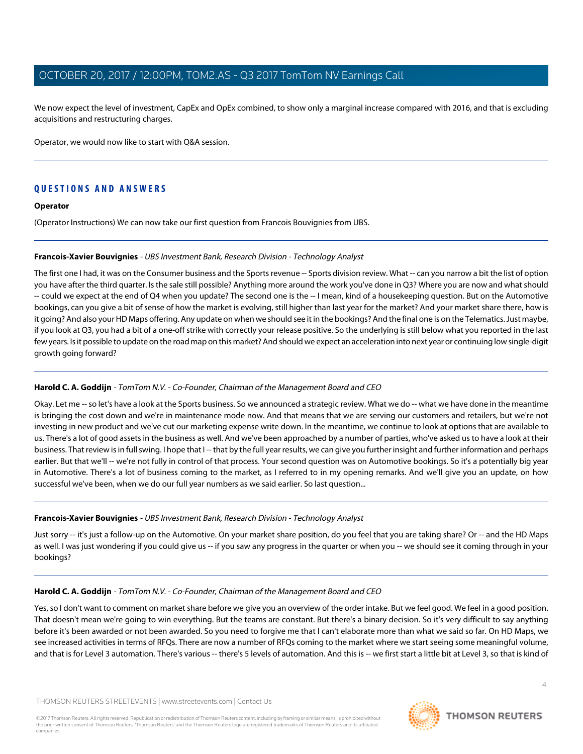We now expect the level of investment, CapEx and OpEx combined, to show only a marginal increase compared with 2016, and that is excluding acquisitions and restructuring charges.

Operator, we would now like to start with Q&A session.

---

## QUESTIONS AND ANSWERS

**Operator**

(Operator Instructions) We can now take our first question from Francois Bouvignies from UBS.

---

**Francois-Xavier Bouvignies** - *UBS Investment Bank, Research Division - Technology Analyst*

The first one I had, it was on the Consumer business and the Sports revenue -- Sports division review. What -- can you narrow a bit the list of option you have after the third quarter. Is the sale still possible? Anything more around the work you've done in Q3? Where you are now and what should -- could we expect at the end of Q4 when you update? The second one is the -- I mean, kind of a housekeeping question. But on the Automotive bookings, can you give a bit of sense of how the market is evolving, still higher than last year for the market? And your market share there, how is it going? And also your HD Maps offering. Any update on when we should see it in the bookings? And the final one is on the Telematics. Just maybe, if you look at Q3, you had a bit of a one-off strike with correctly your release positive. So the underlying is still below what you reported in the last few years. Is it possible to update on the road map on this market? And should we expect an acceleration into next year or continuing low single-digit growth going forward?

---

**Harold C. A. Goddijn** - *TomTom N.V. - Co-Founder, Chairman of the Management Board and CEO*

Okay. Let me -- so let's have a look at the Sports business. So we announced a strategic review. What we do -- what we have done in the meantime is bringing the cost down and we're in maintenance mode now. And that means that we are serving our customers and retailers, but we're not investing in new product and we've cut our marketing expense write down. In the meantime, we continue to look at options that are available to us. There's a lot of good assets in the business as well. And we've been approached by a number of parties, who've asked us to have a look at their business. That review is in full swing. I hope that I -- that by the full year results, we can give you further insight and further information and perhaps earlier. But that we'll -- we're not fully in control of that process. Your second question was on Automotive bookings. So it's a potentially big year in Automotive. There's a lot of business coming to the market, as I referred to in my opening remarks. And we'll give you an update, on how successful we've been, when we do our full year numbers as we said earlier. So last question...

---

**Francois-Xavier Bouvignies** - *UBS Investment Bank, Research Division - Technology Analyst*

Just sorry -- it's just a follow-up on the Automotive. On your market share position, do you feel that you are taking share? Or -- and the HD Maps as well. I was just wondering if you could give us -- if you saw any progress in the quarter or when you -- we should see it coming through in your bookings?

---

**Harold C. A. Goddijn** - *TomTom N.V. - Co-Founder, Chairman of the Management Board and CEO*

Yes, so I don't want to comment on market share before we give you an overview of the order intake. But we feel good. We feel in a good position. That doesn't mean we're going to win everything. But the teams are constant. But there's a binary decision. So it's very difficult to say anything before it's been awarded or not been awarded. So you need to forgive me that I can't elaborate more than what we said so far. On HD Maps, we see increased activities in terms of RFQs. There are now a number of RFQs coming to the market where we start seeing some meaningful volume, and that is for Level 3 automation. There's various -- there's 5 levels of automation. And this is -- we first start a little bit at Level 3, so that is kind of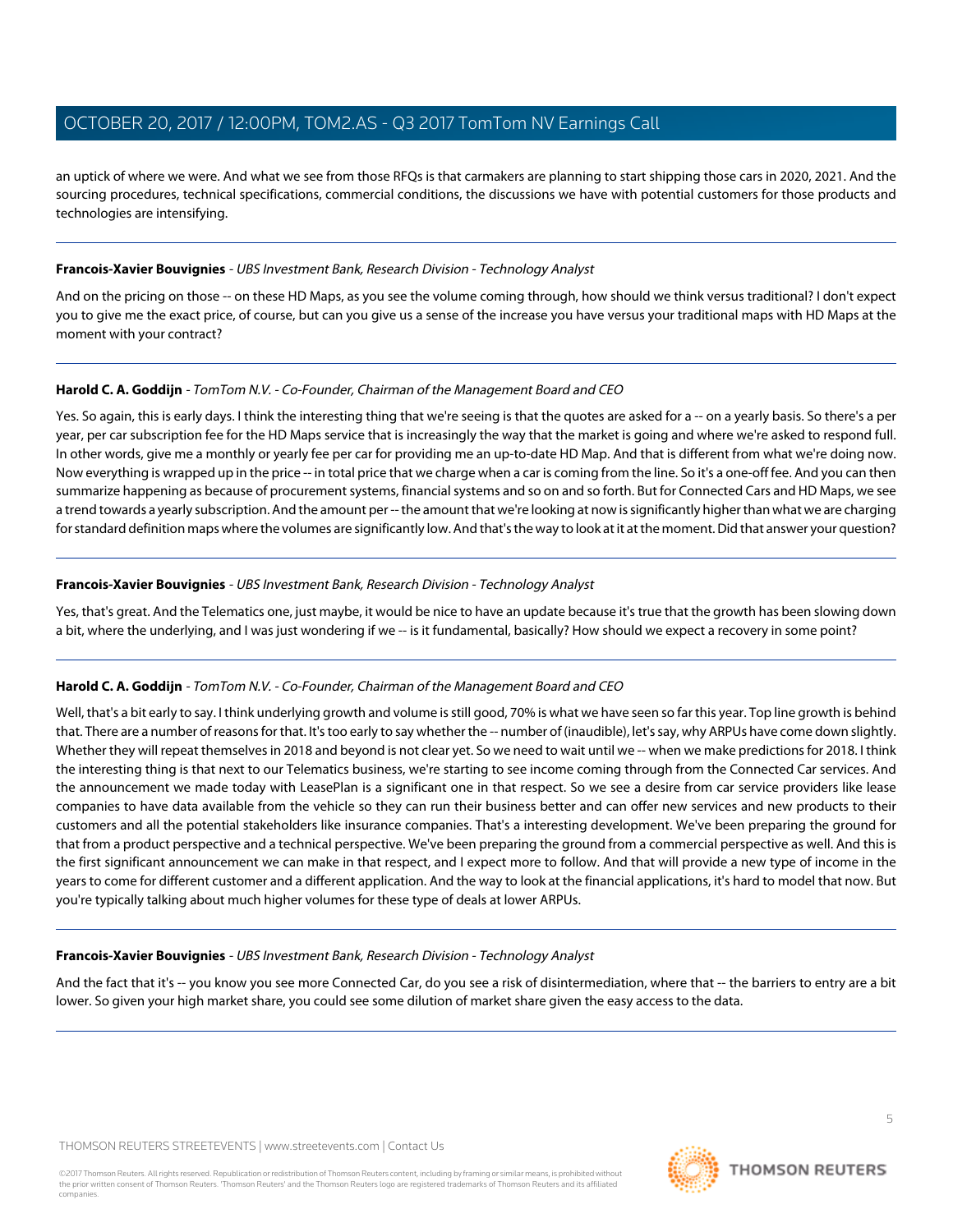an uptick of where we were. And what we see from those RFQs is that carmakers are planning to start shipping those cars in 2020, 2021. And the sourcing procedures, technical specifications, commercial conditions, the discussions we have with potential customers for those products and technologies are intensifying.

---

**Francois-Xavier Bouvignies** - *UBS Investment Bank, Research Division - Technology Analyst*

And on the pricing on those -- on these HD Maps, as you see the volume coming through, how should we think versus traditional? I don't expect you to give me the exact price, of course, but can you give us a sense of the increase you have versus your traditional maps with HD Maps at the moment with your contract?

---

**Harold C. A. Goddijn** - *TomTom N.V. - Co-Founder, Chairman of the Management Board and CEO*

Yes. So again, this is early days. I think the interesting thing that we're seeing is that the quotes are asked for a -- on a yearly basis. So there's a per year, per car subscription fee for the HD Maps service that is increasingly the way that the market is going and where we're asked to respond full. In other words, give me a monthly or yearly fee per car for providing me an up-to-date HD Map. And that is different from what we're doing now. Now everything is wrapped up in the price -- in total price that we charge when a car is coming from the line. So it's a one-off fee. And you can then summarize happening as because of procurement systems, financial systems and so on and so forth. But for Connected Cars and HD Maps, we see a trend towards a yearly subscription. And the amount per -- the amount that we're looking at now is significantly higher than what we are charging for standard definition maps where the volumes are significantly low. And that's the way to look at it at the moment. Did that answer your question?

---

**Francois-Xavier Bouvignies** - *UBS Investment Bank, Research Division - Technology Analyst*

Yes, that's great. And the Telematics one, just maybe, it would be nice to have an update because it's true that the growth has been slowing down a bit, where the underlying, and I was just wondering if we -- is it fundamental, basically? How should we expect a recovery in some point?

---

**Harold C. A. Goddijn** - *TomTom N.V. - Co-Founder, Chairman of the Management Board and CEO*

Well, that's a bit early to say. I think underlying growth and volume is still good, 70% is what we have seen so far this year. Top line growth is behind that. There are a number of reasons for that. It's too early to say whether the -- number of (inaudible), let's say, why ARPUs have come down slightly. Whether they will repeat themselves in 2018 and beyond is not clear yet. So we need to wait until we -- when we make predictions for 2018. I think the interesting thing is that next to our Telematics business, we're starting to see income coming through from the Connected Car services. And the announcement we made today with LeasePlan is a significant one in that respect. So we see a desire from car service providers like lease companies to have data available from the vehicle so they can run their business better and can offer new services and new products to their customers and all the potential stakeholders like insurance companies. That's a interesting development. We've been preparing the ground for that from a product perspective and a technical perspective. We've been preparing the ground from a commercial perspective as well. And this is the first significant announcement we can make in that respect, and I expect more to follow. And that will provide a new type of income in the years to come for different customer and a different application. And the way to look at the financial applications, it's hard to model that now. But you're typically talking about much higher volumes for these type of deals at lower ARPUs.

---

**Francois-Xavier Bouvignies** - *UBS Investment Bank, Research Division - Technology Analyst*

And the fact that it's -- you know you see more Connected Car, do you see a risk of disintermediation, where that -- the barriers to entry are a bit lower. So given your high market share, you could see some dilution of market share given the easy access to the data.

---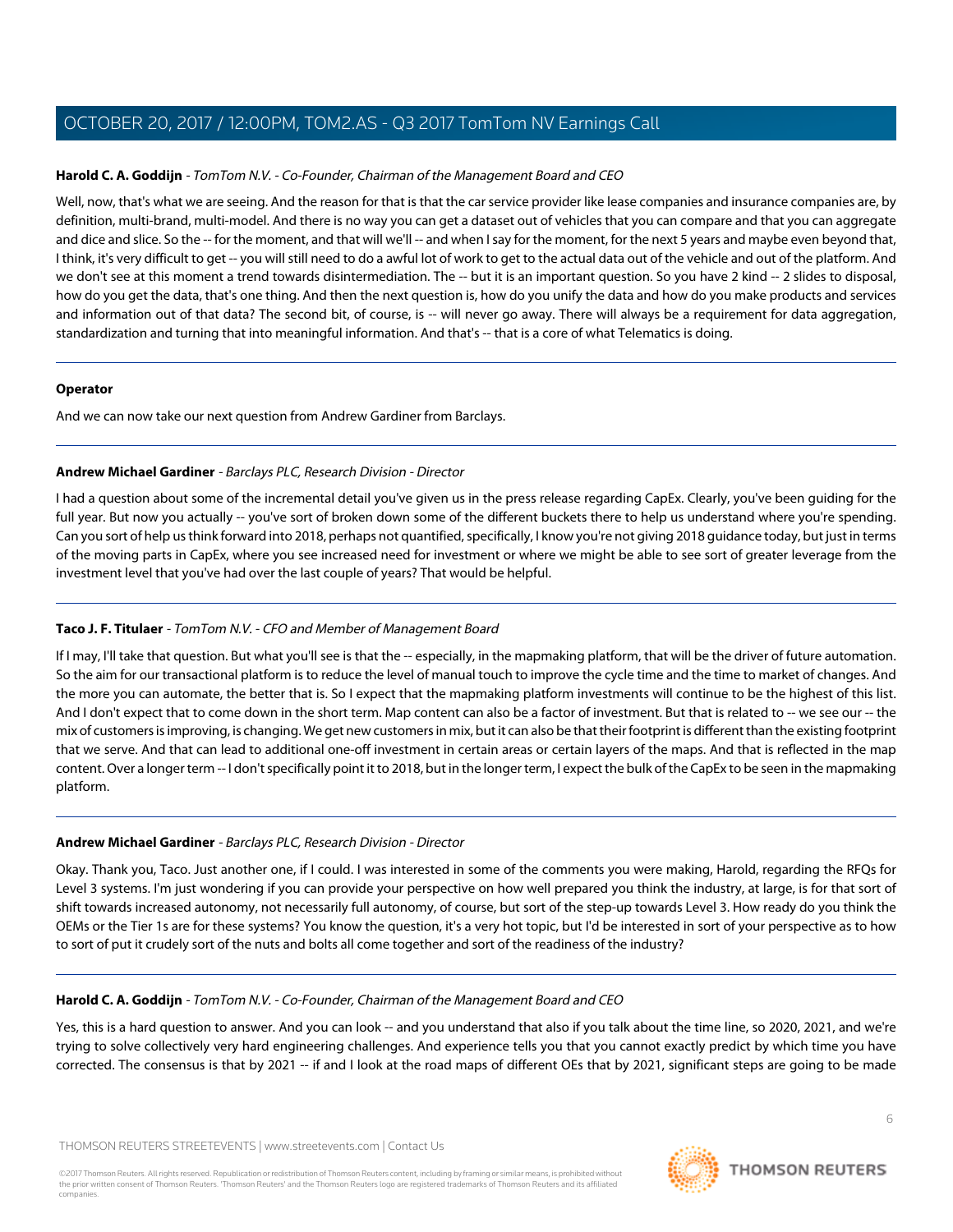**Harold C. A. Goddijn** - *TomTom N.V. - Co-Founder, Chairman of the Management Board and CEO*

Well, now, that's what we are seeing. And the reason for that is that the car service provider like lease companies and insurance companies are, by definition, multi-brand, multi-model. And there is no way you can get a dataset out of vehicles that you can compare and that you can aggregate and dice and slice. So the -- for the moment, and that will we'll -- and when I say for the moment, for the next 5 years and maybe even beyond that, I think, it's very difficult to get -- you will still need to do a awful lot of work to get to the actual data out of the vehicle and out of the platform. And we don't see at this moment a trend towards disintermediation. The -- but it is an important question. So you have 2 kind -- 2 slides to disposal, how do you get the data, that's one thing. And then the next question is, how do you unify the data and how do you make products and services and information out of that data? The second bit, of course, is -- will never go away. There will always be a requirement for data aggregation, standardization and turning that into meaningful information. And that's -- that is a core of what Telematics is doing.

---

**Operator**

And we can now take our next question from Andrew Gardiner from Barclays.

---

**Andrew Michael Gardiner** - *Barclays PLC, Research Division - Director*

I had a question about some of the incremental detail you've given us in the press release regarding CapEx. Clearly, you've been guiding for the full year. But now you actually -- you've sort of broken down some of the different buckets there to help us understand where you're spending. Can you sort of help us think forward into 2018, perhaps not quantified, specifically, I know you're not giving 2018 guidance today, but just in terms of the moving parts in CapEx, where you see increased need for investment or where we might be able to see sort of greater leverage from the investment level that you've had over the last couple of years? That would be helpful.

---

**Taco J. F. Titulaer** - *TomTom N.V. - CFO and Member of Management Board*

If I may, I'll take that question. But what you'll see is that the -- especially, in the mapmaking platform, that will be the driver of future automation. So the aim for our transactional platform is to reduce the level of manual touch to improve the cycle time and the time to market of changes. And the more you can automate, the better that is. So I expect that the mapmaking platform investments will continue to be the highest of this list. And I don't expect that to come down in the short term. Map content can also be a factor of investment. But that is related to -- we see our -- the mix of customers is improving, is changing. We get new customers in mix, but it can also be that their footprint is different than the existing footprint that we serve. And that can lead to additional one-off investment in certain areas or certain layers of the maps. And that is reflected in the map content. Over a longer term -- I don't specifically point it to 2018, but in the longer term, I expect the bulk of the CapEx to be seen in the mapmaking platform.

---

**Andrew Michael Gardiner** - *Barclays PLC, Research Division - Director*

Okay. Thank you, Taco. Just another one, if I could. I was interested in some of the comments you were making, Harold, regarding the RFQs for Level 3 systems. I'm just wondering if you can provide your perspective on how well prepared you think the industry, at large, is for that sort of shift towards increased autonomy, not necessarily full autonomy, of course, but sort of the step-up towards Level 3. How ready do you think the OEMs or the Tier 1s are for these systems? You know the question, it's a very hot topic, but I'd be interested in sort of your perspective as to how to sort of put it crudely sort of the nuts and bolts all come together and sort of the readiness of the industry?

---

**Harold C. A. Goddijn** - *TomTom N.V. - Co-Founder, Chairman of the Management Board and CEO*

Yes, this is a hard question to answer. And you can look -- and you understand that also if you talk about the time line, so 2020, 2021, and we're trying to solve collectively very hard engineering challenges. And experience tells you that you cannot exactly predict by which time you have corrected. The consensus is that by 2021 -- if and I look at the road maps of different OEs that by 2021, significant steps are going to be made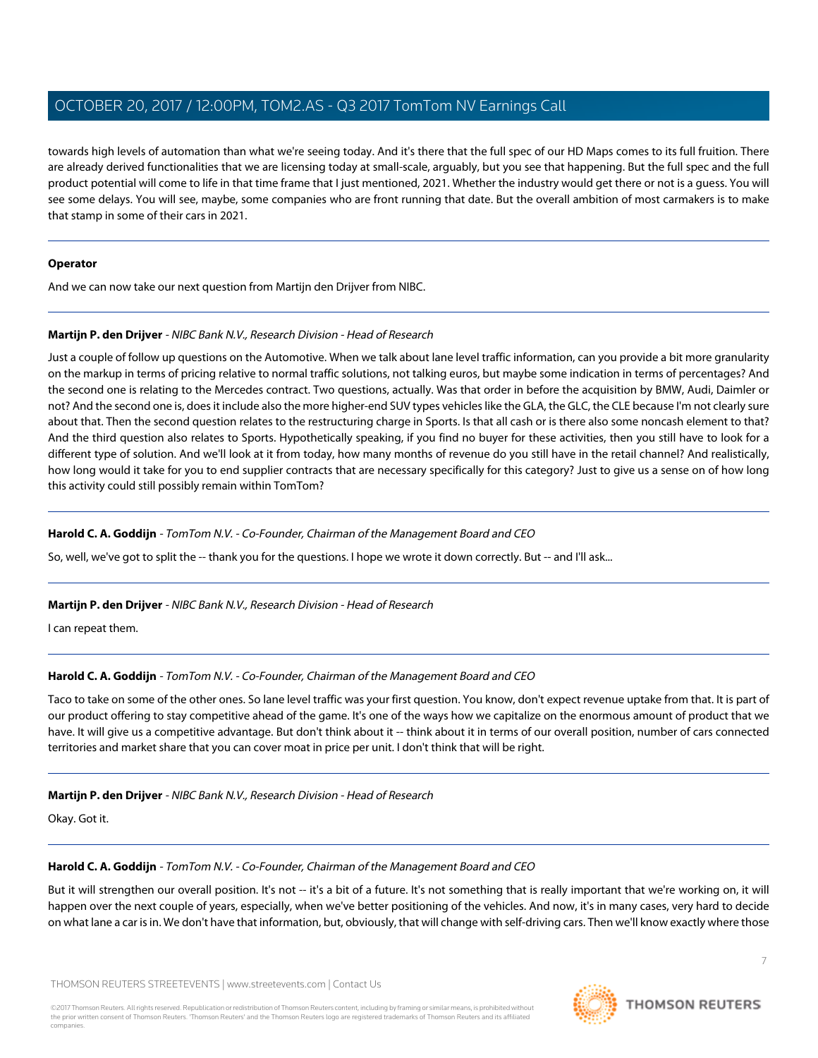towards high levels of automation than what we're seeing today. And it's there that the full spec of our HD Maps comes to its full fruition. There are already derived functionalities that we are licensing today at small-scale, arguably, but you see that happening. But the full spec and the full product potential will come to life in that time frame that I just mentioned, 2021. Whether the industry would get there or not is a guess. You will see some delays. You will see, maybe, some companies who are front running that date. But the overall ambition of most carmakers is to make that stamp in some of their cars in 2021.

---

**Operator**

And we can now take our next question from Martijn den Drijver from NIBC.

---

**Martijn P. den Drijver** - *NIBC Bank N.V., Research Division - Head of Research*

Just a couple of follow up questions on the Automotive. When we talk about lane level traffic information, can you provide a bit more granularity on the markup in terms of pricing relative to normal traffic solutions, not talking euros, but maybe some indication in terms of percentages? And the second one is relating to the Mercedes contract. Two questions, actually. Was that order in before the acquisition by BMW, Audi, Daimler or not? And the second one is, does it include also the more higher-end SUV types vehicles like the GLA, the GLC, the CLE because I'm not clearly sure about that. Then the second question relates to the restructuring charge in Sports. Is that all cash or is there also some noncash element to that? And the third question also relates to Sports. Hypothetically speaking, if you find no buyer for these activities, then you still have to look for a different type of solution. And we'll look at it from today, how many months of revenue do you still have in the retail channel? And realistically, how long would it take for you to end supplier contracts that are necessary specifically for this category? Just to give us a sense on of how long this activity could still possibly remain within TomTom?

---

**Harold C. A. Goddijn** - *TomTom N.V. - Co-Founder, Chairman of the Management Board and CEO*

So, well, we've got to split the -- thank you for the questions. I hope we wrote it down correctly. But -- and I'll ask...

---

**Martijn P. den Drijver** - *NIBC Bank N.V., Research Division - Head of Research*

I can repeat them.

---

**Harold C. A. Goddijn** - *TomTom N.V. - Co-Founder, Chairman of the Management Board and CEO*

Taco to take on some of the other ones. So lane level traffic was your first question. You know, don't expect revenue uptake from that. It is part of our product offering to stay competitive ahead of the game. It's one of the ways how we capitalize on the enormous amount of product that we have. It will give us a competitive advantage. But don't think about it -- think about it in terms of our overall position, number of cars connected territories and market share that you can cover moat in price per unit. I don't think that will be right.

---

**Martijn P. den Drijver** - *NIBC Bank N.V., Research Division - Head of Research*

Okay. Got it.

---

**Harold C. A. Goddijn** - *TomTom N.V. - Co-Founder, Chairman of the Management Board and CEO*

But it will strengthen our overall position. It's not -- it's a bit of a future. It's not something that is really important that we're working on, it will happen over the next couple of years, especially, when we've better positioning of the vehicles. And now, it's in many cases, very hard to decide on what lane a car is in. We don't have that information, but, obviously, that will change with self-driving cars. Then we'll know exactly where those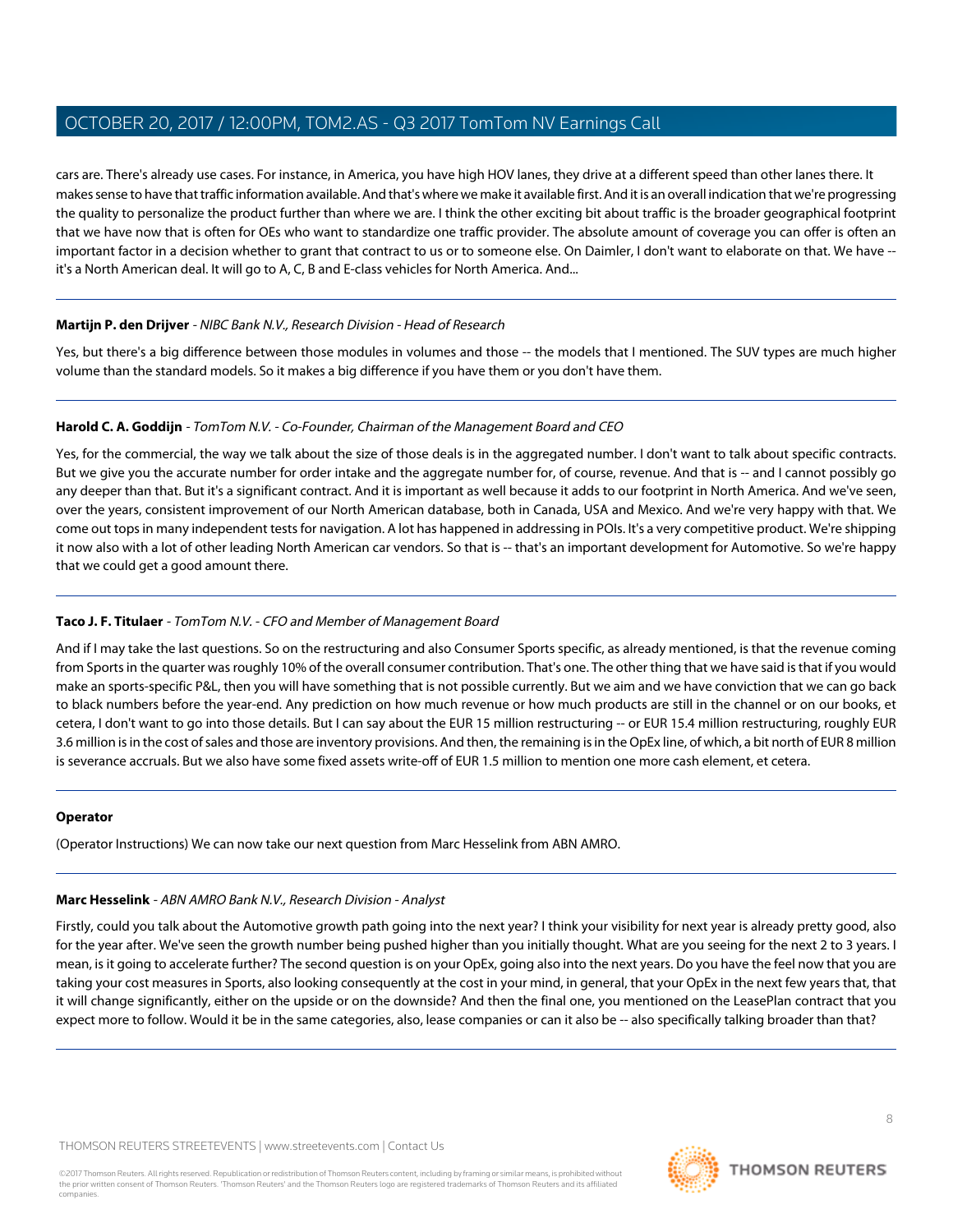cars are. There's already use cases. For instance, in America, you have high HOV lanes, they drive at a different speed than other lanes there. It makes sense to have that traffic information available. And that's where we make it available first. And it is an overall indication that we're progressing the quality to personalize the product further than where we are. I think the other exciting bit about traffic is the broader geographical footprint that we have now that is often for OEs who want to standardize one traffic provider. The absolute amount of coverage you can offer is often an important factor in a decision whether to grant that contract to us or to someone else. On Daimler, I don't want to elaborate on that. We have -- it's a North American deal. It will go to A, C, B and E-class vehicles for North America. And...

---

**Martijn P. den Drijver** - *NIBC Bank N.V., Research Division - Head of Research*

Yes, but there's a big difference between those modules in volumes and those -- the models that I mentioned. The SUV types are much higher volume than the standard models. So it makes a big difference if you have them or you don't have them.

---

**Harold C. A. Goddijn** - *TomTom N.V. - Co-Founder, Chairman of the Management Board and CEO*

Yes, for the commercial, the way we talk about the size of those deals is in the aggregated number. I don't want to talk about specific contracts. But we give you the accurate number for order intake and the aggregate number for, of course, revenue. And that is -- and I cannot possibly go any deeper than that. But it's a significant contract. And it is important as well because it adds to our footprint in North America. And we've seen, over the years, consistent improvement of our North American database, both in Canada, USA and Mexico. And we're very happy with that. We come out tops in many independent tests for navigation. A lot has happened in addressing in POIs. It's a very competitive product. We're shipping it now also with a lot of other leading North American car vendors. So that is -- that's an important development for Automotive. So we're happy that we could get a good amount there.

---

**Taco J. F. Titulaer** - *TomTom N.V. - CFO and Member of Management Board*

And if I may take the last questions. So on the restructuring and also Consumer Sports specific, as already mentioned, is that the revenue coming from Sports in the quarter was roughly 10% of the overall consumer contribution. That's one. The other thing that we have said is that if you would make an sports-specific P&L, then you will have something that is not possible currently. But we aim and we have conviction that we can go back to black numbers before the year-end. Any prediction on how much revenue or how much products are still in the channel or on our books, et cetera, I don't want to go into those details. But I can say about the EUR 15 million restructuring -- or EUR 15.4 million restructuring, roughly EUR 3.6 million is in the cost of sales and those are inventory provisions. And then, the remaining is in the OpEx line, of which, a bit north of EUR 8 million is severance accruals. But we also have some fixed assets write-off of EUR 1.5 million to mention one more cash element, et cetera.

---

**Operator**

(Operator Instructions) We can now take our next question from Marc Hesselink from ABN AMRO.

---

**Marc Hesselink** - *ABN AMRO Bank N.V., Research Division - Analyst*

Firstly, could you talk about the Automotive growth path going into the next year? I think your visibility for next year is already pretty good, also for the year after. We've seen the growth number being pushed higher than you initially thought. What are you seeing for the next 2 to 3 years. I mean, is it going to accelerate further? The second question is on your OpEx, going also into the next years. Do you have the feel now that you are taking your cost measures in Sports, also looking consequently at the cost in your mind, in general, that your OpEx in the next few years that, that it will change significantly, either on the upside or on the downside? And then the final one, you mentioned on the LeasePlan contract that you expect more to follow. Would it be in the same categories, also, lease companies or can it also be -- also specifically talking broader than that?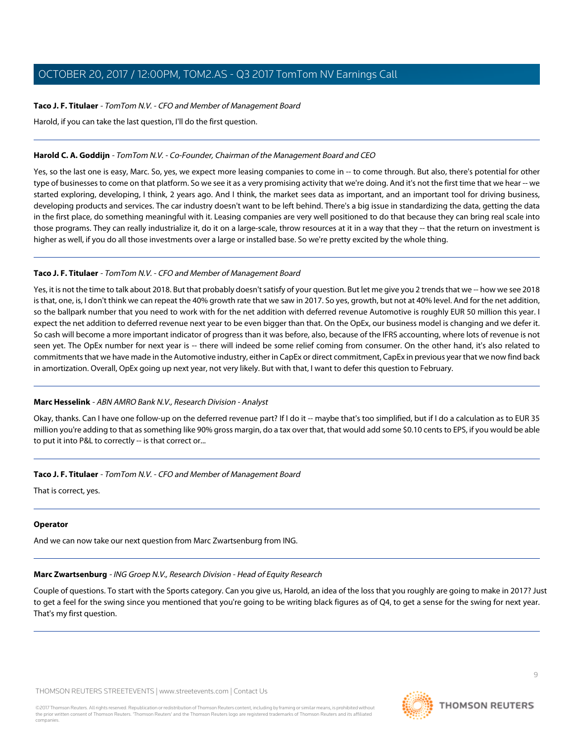**Taco J. F. Titulaer** - *TomTom N.V. - CFO and Member of Management Board*

Harold, if you can take the last question, I'll do the first question.

---

**Harold C. A. Goddijn** - *TomTom N.V. - Co-Founder, Chairman of the Management Board and CEO*

Yes, so the last one is easy, Marc. So, yes, we expect more leasing companies to come in -- to come through. But also, there's potential for other type of businesses to come on that platform. So we see it as a very promising activity that we're doing. And it's not the first time that we hear -- we started exploring, developing, I think, 2 years ago. And I think, the market sees data as important, and an important tool for driving business, developing products and services. The car industry doesn't want to be left behind. There's a big issue in standardizing the data, getting the data in the first place, do something meaningful with it. Leasing companies are very well positioned to do that because they can bring real scale into those programs. They can really industrialize it, do it on a large-scale, throw resources at it in a way that they -- that the return on investment is higher as well, if you do all those investments over a large or installed base. So we're pretty excited by the whole thing.

---

**Taco J. F. Titulaer** - *TomTom N.V. - CFO and Member of Management Board*

Yes, it is not the time to talk about 2018. But that probably doesn't satisfy of your question. But let me give you 2 trends that we -- how we see 2018 is that, one, is, I don't think we can repeat the 40% growth rate that we saw in 2017. So yes, growth, but not at 40% level. And for the net addition, so the ballpark number that you need to work with for the net addition with deferred revenue Automotive is roughly EUR 50 million this year. I expect the net addition to deferred revenue next year to be even bigger than that. On the OpEx, our business model is changing and we defer it. So cash will become a more important indicator of progress than it was before, also, because of the IFRS accounting, where lots of revenue is not seen yet. The OpEx number for next year is -- there will indeed be some relief coming from consumer. On the other hand, it's also related to commitments that we have made in the Automotive industry, either in CapEx or direct commitment, CapEx in previous year that we now find back in amortization. Overall, OpEx going up next year, not very likely. But with that, I want to defer this question to February.

---

**Marc Hesselink** - *ABN AMRO Bank N.V., Research Division - Analyst*

Okay, thanks. Can I have one follow-up on the deferred revenue part? If I do it -- maybe that's too simplified, but if I do a calculation as to EUR 35 million you're adding to that as something like 90% gross margin, do a tax over that, that would add some $0.10 cents to EPS, if you would be able to put it into P&L to correctly -- is that correct or...

---

**Taco J. F. Titulaer** - *TomTom N.V. - CFO and Member of Management Board*

That is correct, yes.

---

**Operator**

And we can now take our next question from Marc Zwartsenburg from ING.

---

**Marc Zwartsenburg** - *ING Groep N.V., Research Division - Head of Equity Research*

Couple of questions. To start with the Sports category. Can you give us, Harold, an idea of the loss that you roughly are going to make in 2017? Just to get a feel for the swing since you mentioned that you're going to be writing black figures as of Q4, to get a sense for the swing for next year. That's my first question.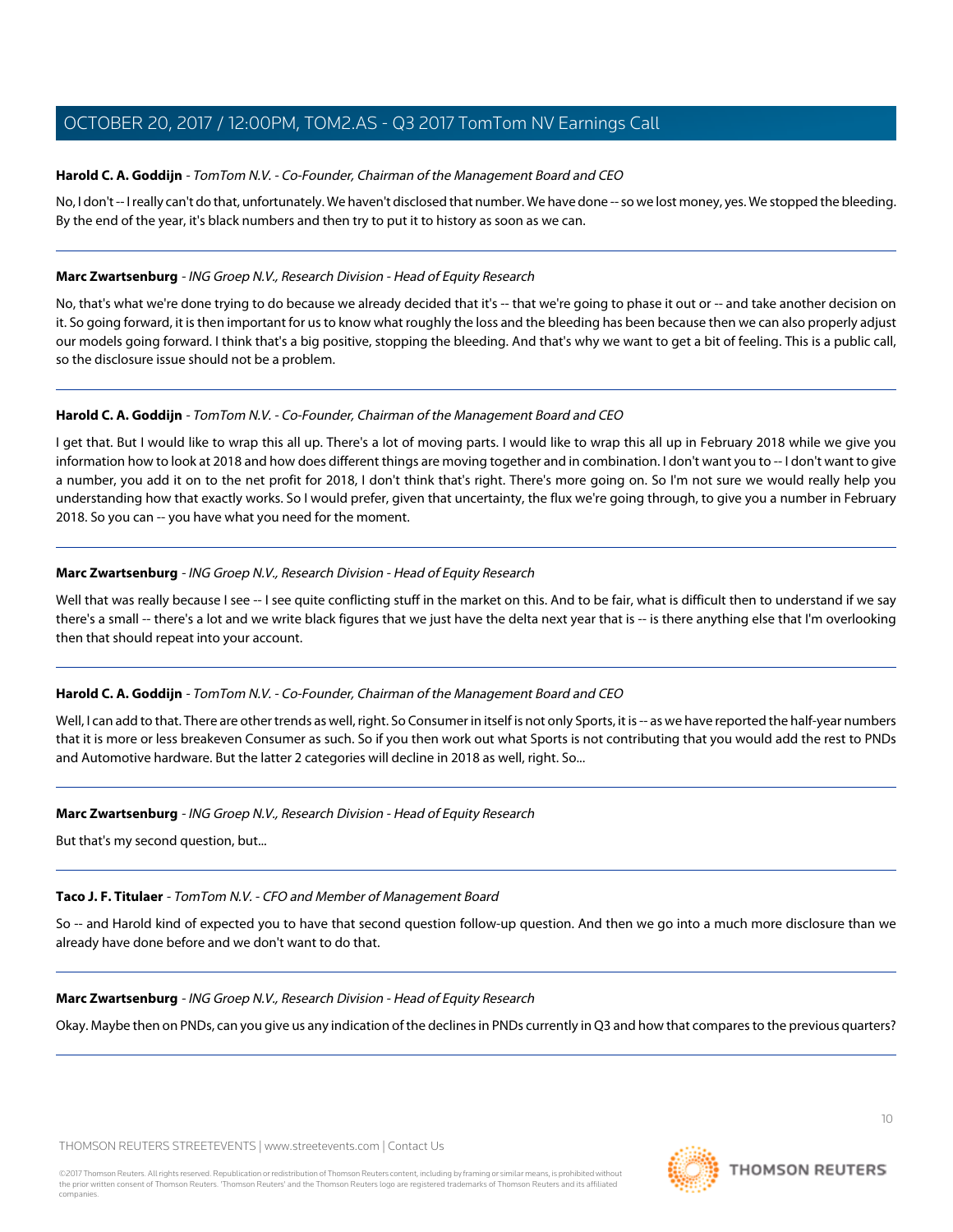**Harold C. A. Goddijn** - *TomTom N.V. - Co-Founder, Chairman of the Management Board and CEO*

No, I don't -- I really can't do that, unfortunately. We haven't disclosed that number. We have done -- so we lost money, yes. We stopped the bleeding. By the end of the year, it's black numbers and then try to put it to history as soon as we can.

---

**Marc Zwartsenburg** - *ING Groep N.V., Research Division - Head of Equity Research*

No, that's what we're done trying to do because we already decided that it's -- that we're going to phase it out or -- and take another decision on it. So going forward, it is then important for us to know what roughly the loss and the bleeding has been because then we can also properly adjust our models going forward. I think that's a big positive, stopping the bleeding. And that's why we want to get a bit of feeling. This is a public call, so the disclosure issue should not be a problem.

---

**Harold C. A. Goddijn** - *TomTom N.V. - Co-Founder, Chairman of the Management Board and CEO*

I get that. But I would like to wrap this all up. There's a lot of moving parts. I would like to wrap this all up in February 2018 while we give you information how to look at 2018 and how does different things are moving together and in combination. I don't want you to -- I don't want to give a number, you add it on to the net profit for 2018, I don't think that's right. There's more going on. So I'm not sure we would really help you understanding how that exactly works. So I would prefer, given that uncertainty, the flux we're going through, to give you a number in February 2018. So you can -- you have what you need for the moment.

---

**Marc Zwartsenburg** - *ING Groep N.V., Research Division - Head of Equity Research*

Well that was really because I see -- I see quite conflicting stuff in the market on this. And to be fair, what is difficult then to understand if we say there's a small -- there's a lot and we write black figures that we just have the delta next year that is -- is there anything else that I'm overlooking then that should repeat into your account.

---

**Harold C. A. Goddijn** - *TomTom N.V. - Co-Founder, Chairman of the Management Board and CEO*

Well, I can add to that. There are other trends as well, right. So Consumer in itself is not only Sports, it is -- as we have reported the half-year numbers that it is more or less breakeven Consumer as such. So if you then work out what Sports is not contributing that you would add the rest to PNDs and Automotive hardware. But the latter 2 categories will decline in 2018 as well, right. So...

---

**Marc Zwartsenburg** - *ING Groep N.V., Research Division - Head of Equity Research*

But that's my second question, but...

---

**Taco J. F. Titulaer** - *TomTom N.V. - CFO and Member of Management Board*

So -- and Harold kind of expected you to have that second question follow-up question. And then we go into a much more disclosure than we already have done before and we don't want to do that.

---

**Marc Zwartsenburg** - *ING Groep N.V., Research Division - Head of Equity Research*

Okay. Maybe then on PNDs, can you give us any indication of the declines in PNDs currently in Q3 and how that compares to the previous quarters?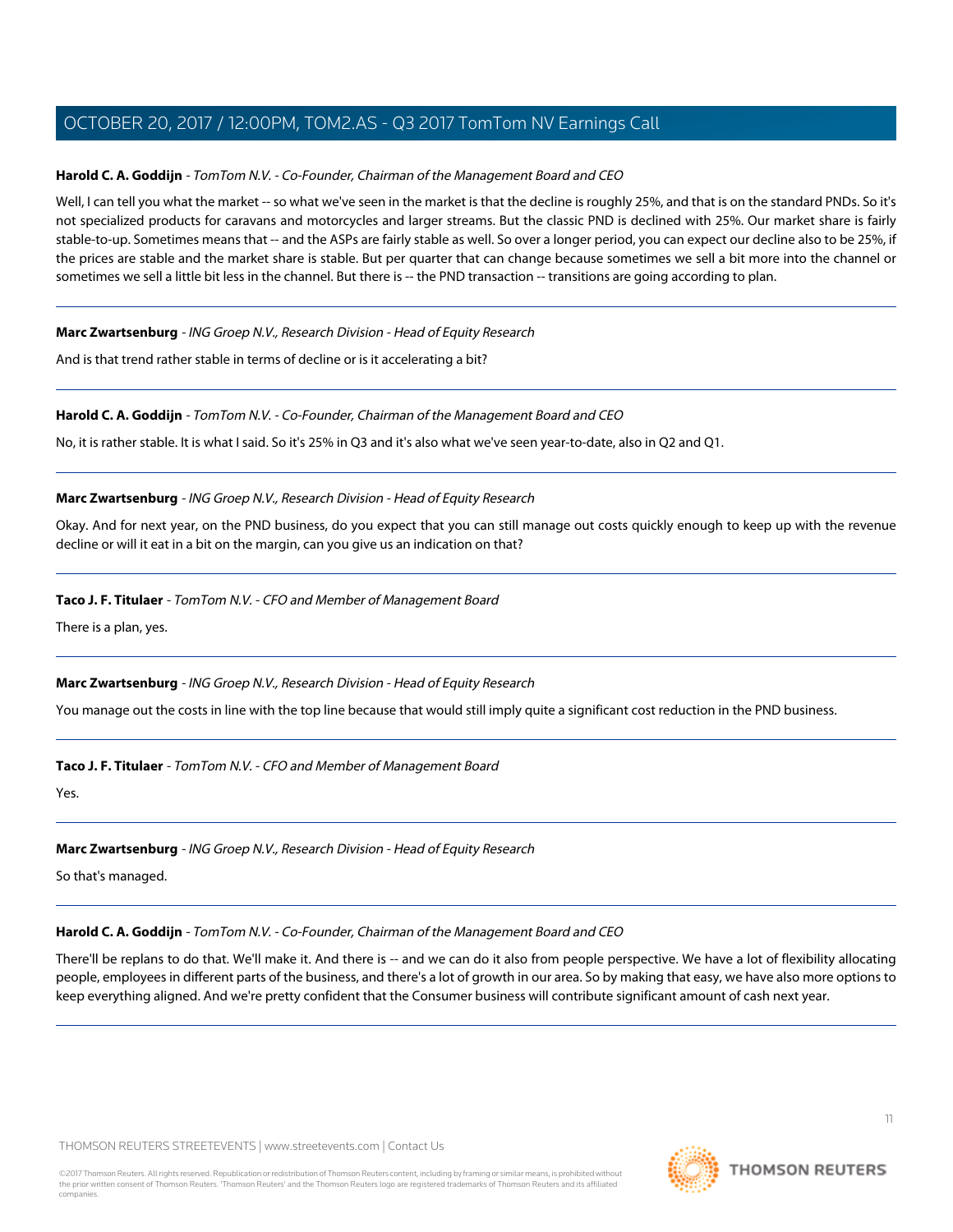**Harold C. A. Goddijn** - *TomTom N.V. - Co-Founder, Chairman of the Management Board and CEO*

Well, I can tell you what the market -- so what we've seen in the market is that the decline is roughly 25%, and that is on the standard PNDs. So it's not specialized products for caravans and motorcycles and larger streams. But the classic PND is declined with 25%. Our market share is fairly stable-to-up. Sometimes means that -- and the ASPs are fairly stable as well. So over a longer period, you can expect our decline also to be 25%, if the prices are stable and the market share is stable. But per quarter that can change because sometimes we sell a bit more into the channel or sometimes we sell a little bit less in the channel. But there is -- the PND transaction -- transitions are going according to plan.

---

**Marc Zwartsenburg** - *ING Groep N.V., Research Division - Head of Equity Research*

And is that trend rather stable in terms of decline or is it accelerating a bit?

---

**Harold C. A. Goddijn** - *TomTom N.V. - Co-Founder, Chairman of the Management Board and CEO*

No, it is rather stable. It is what I said. So it's 25% in Q3 and it's also what we've seen year-to-date, also in Q2 and Q1.

---

**Marc Zwartsenburg** - *ING Groep N.V., Research Division - Head of Equity Research*

Okay. And for next year, on the PND business, do you expect that you can still manage out costs quickly enough to keep up with the revenue decline or will it eat in a bit on the margin, can you give us an indication on that?

---

**Taco J. F. Titulaer** - *TomTom N.V. - CFO and Member of Management Board*

There is a plan, yes.

---

**Marc Zwartsenburg** - *ING Groep N.V., Research Division - Head of Equity Research*

You manage out the costs in line with the top line because that would still imply quite a significant cost reduction in the PND business.

---

**Taco J. F. Titulaer** - *TomTom N.V. - CFO and Member of Management Board*

Yes.

---

**Marc Zwartsenburg** - *ING Groep N.V., Research Division - Head of Equity Research*

So that's managed.

---

**Harold C. A. Goddijn** - *TomTom N.V. - Co-Founder, Chairman of the Management Board and CEO*

There'll be replans to do that. We'll make it. And there is -- and we can do it also from people perspective. We have a lot of flexibility allocating people, employees in different parts of the business, and there's a lot of growth in our area. So by making that easy, we have also more options to keep everything aligned. And we're pretty confident that the Consumer business will contribute significant amount of cash next year.

---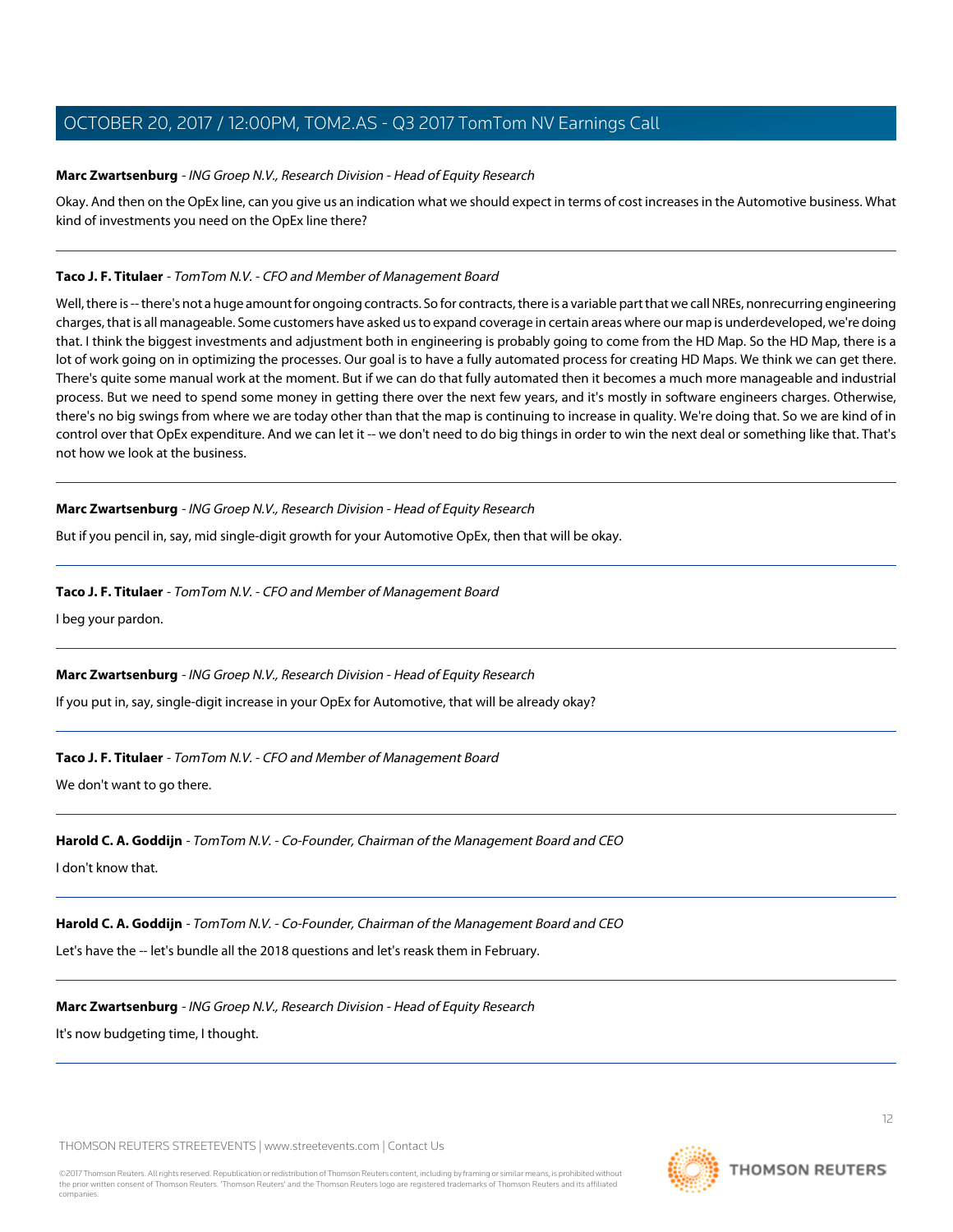**Marc Zwartsenburg** - *ING Groep N.V., Research Division - Head of Equity Research*

Okay. And then on the OpEx line, can you give us an indication what we should expect in terms of cost increases in the Automotive business. What kind of investments you need on the OpEx line there?

---

**Taco J. F. Titulaer** - *TomTom N.V. - CFO and Member of Management Board*

Well, there is -- there's not a huge amount for ongoing contracts. So for contracts, there is a variable part that we call NREs, nonrecurring engineering charges, that is all manageable. Some customers have asked us to expand coverage in certain areas where our map is underdeveloped, we're doing that. I think the biggest investments and adjustment both in engineering is probably going to come from the HD Map. So the HD Map, there is a lot of work going on in optimizing the processes. Our goal is to have a fully automated process for creating HD Maps. We think we can get there. There's quite some manual work at the moment. But if we can do that fully automated then it becomes a much more manageable and industrial process. But we need to spend some money in getting there over the next few years, and it's mostly in software engineers charges. Otherwise, there's no big swings from where we are today other than that the map is continuing to increase in quality. We're doing that. So we are kind of in control over that OpEx expenditure. And we can let it -- we don't need to do big things in order to win the next deal or something like that. That's not how we look at the business.

---

**Marc Zwartsenburg** - *ING Groep N.V., Research Division - Head of Equity Research*

But if you pencil in, say, mid single-digit growth for your Automotive OpEx, then that will be okay.

---

**Taco J. F. Titulaer** - *TomTom N.V. - CFO and Member of Management Board*

I beg your pardon.

---

**Marc Zwartsenburg** - *ING Groep N.V., Research Division - Head of Equity Research*

If you put in, say, single-digit increase in your OpEx for Automotive, that will be already okay?

---

**Taco J. F. Titulaer** - *TomTom N.V. - CFO and Member of Management Board*

We don't want to go there.

---

**Harold C. A. Goddijn** - *TomTom N.V. - Co-Founder, Chairman of the Management Board and CEO*

I don't know that.

---

**Harold C. A. Goddijn** - *TomTom N.V. - Co-Founder, Chairman of the Management Board and CEO*

Let's have the -- let's bundle all the 2018 questions and let's reask them in February.

---

**Marc Zwartsenburg** - *ING Groep N.V., Research Division - Head of Equity Research*

It's now budgeting time, I thought.

---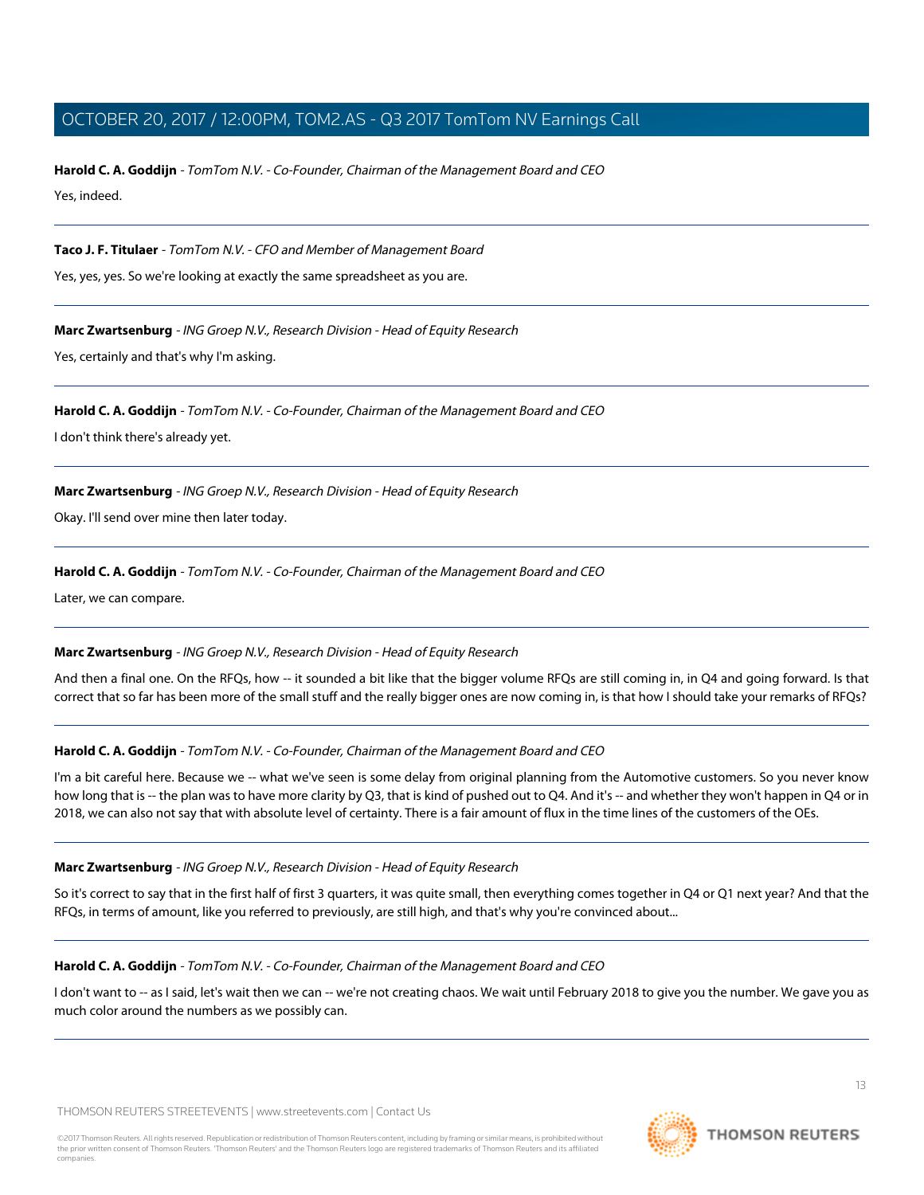**Harold C. A. Goddijn** - *TomTom N.V. - Co-Founder, Chairman of the Management Board and CEO*

Yes, indeed.

---

**Taco J. F. Titulaer** - *TomTom N.V. - CFO and Member of Management Board*

Yes, yes, yes. So we're looking at exactly the same spreadsheet as you are.

---

**Marc Zwartsenburg** - *ING Groep N.V., Research Division - Head of Equity Research*

Yes, certainly and that's why I'm asking.

---

**Harold C. A. Goddijn** - *TomTom N.V. - Co-Founder, Chairman of the Management Board and CEO*

I don't think there's already yet.

---

**Marc Zwartsenburg** - *ING Groep N.V., Research Division - Head of Equity Research*

Okay. I'll send over mine then later today.

---

**Harold C. A. Goddijn** - *TomTom N.V. - Co-Founder, Chairman of the Management Board and CEO*

Later, we can compare.

---

**Marc Zwartsenburg** - *ING Groep N.V., Research Division - Head of Equity Research*

And then a final one. On the RFQs, how -- it sounded a bit like that the bigger volume RFQs are still coming in, in Q4 and going forward. Is that correct that so far has been more of the small stuff and the really bigger ones are now coming in, is that how I should take your remarks of RFQs?

---

**Harold C. A. Goddijn** - *TomTom N.V. - Co-Founder, Chairman of the Management Board and CEO*

I'm a bit careful here. Because we -- what we've seen is some delay from original planning from the Automotive customers. So you never know how long that is -- the plan was to have more clarity by Q3, that is kind of pushed out to Q4. And it's -- and whether they won't happen in Q4 or in 2018, we can also not say that with absolute level of certainty. There is a fair amount of flux in the time lines of the customers of the OEs.

---

**Marc Zwartsenburg** - *ING Groep N.V., Research Division - Head of Equity Research*

So it's correct to say that in the first half of first 3 quarters, it was quite small, then everything comes together in Q4 or Q1 next year? And that the RFQs, in terms of amount, like you referred to previously, are still high, and that's why you're convinced about...

---

**Harold C. A. Goddijn** - *TomTom N.V. - Co-Founder, Chairman of the Management Board and CEO*

I don't want to -- as I said, let's wait then we can -- we're not creating chaos. We wait until February 2018 to give you the number. We gave you as much color around the numbers as we possibly can.

---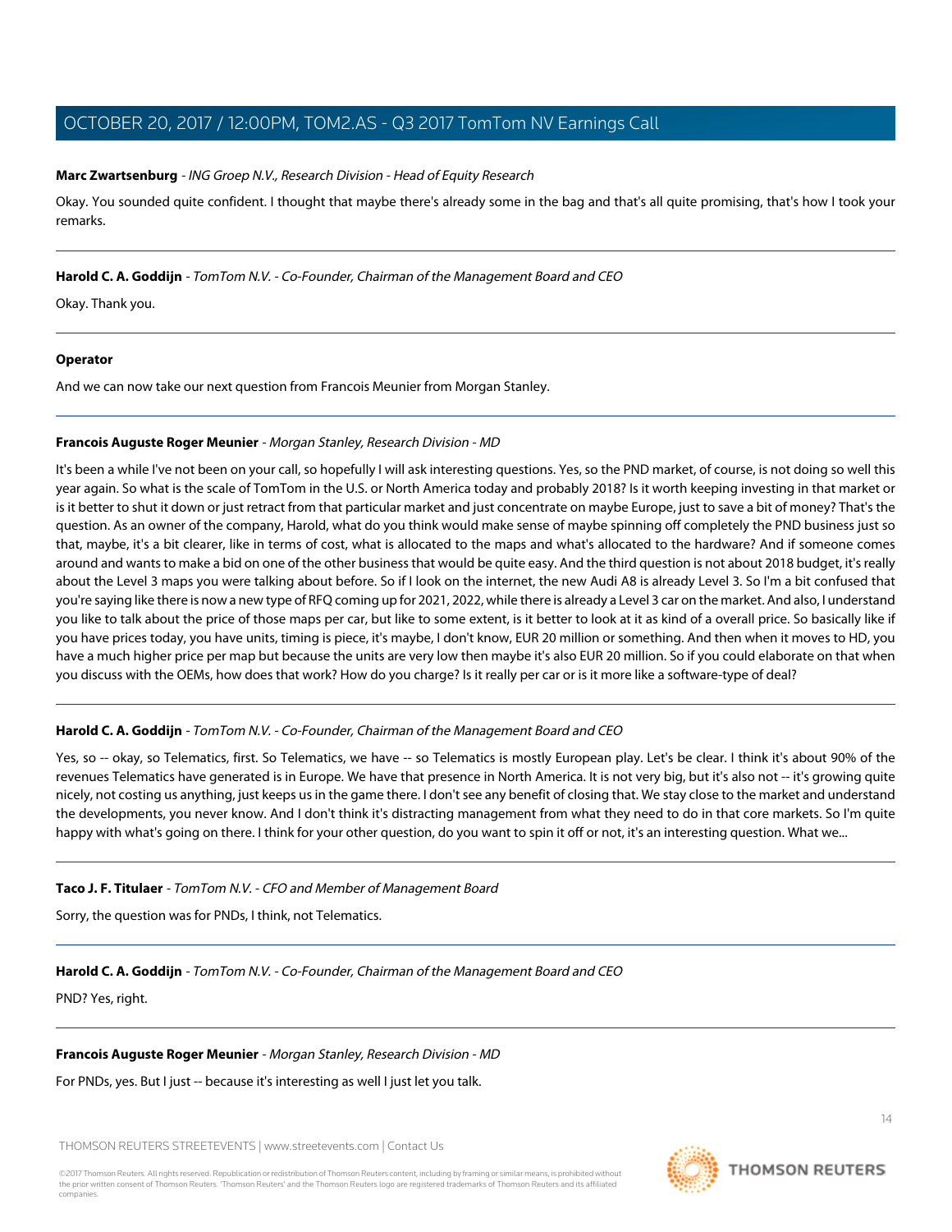**Marc Zwartsenburg** - *ING Groep N.V., Research Division - Head of Equity Research*

Okay. You sounded quite confident. I thought that maybe there's already some in the bag and that's all quite promising, that's how I took your remarks.

---

**Harold C. A. Goddijn** - *TomTom N.V. - Co-Founder, Chairman of the Management Board and CEO*

Okay. Thank you.

---

**Operator**

And we can now take our next question from Francois Meunier from Morgan Stanley.

---

**Francois Auguste Roger Meunier** - *Morgan Stanley, Research Division - MD*

It's been a while I've not been on your call, so hopefully I will ask interesting questions. Yes, so the PND market, of course, is not doing so well this year again. So what is the scale of TomTom in the U.S. or North America today and probably 2018? Is it worth keeping investing in that market or is it better to shut it down or just retract from that particular market and just concentrate on maybe Europe, just to save a bit of money? That's the question. As an owner of the company, Harold, what do you think would make sense of maybe spinning off completely the PND business just so that, maybe, it's a bit clearer, like in terms of cost, what is allocated to the maps and what's allocated to the hardware? And if someone comes around and wants to make a bid on one of the other business that would be quite easy. And the third question is not about 2018 budget, it's really about the Level 3 maps you were talking about before. So if I look on the internet, the new Audi A8 is already Level 3. So I'm a bit confused that you're saying like there is now a new type of RFQ coming up for 2021, 2022, while there is already a Level 3 car on the market. And also, I understand you like to talk about the price of those maps per car, but like to some extent, is it better to look at it as kind of a overall price. So basically like if you have prices today, you have units, timing is piece, it's maybe, I don't know, EUR 20 million or something. And then when it moves to HD, you have a much higher price per map but because the units are very low then maybe it's also EUR 20 million. So if you could elaborate on that when you discuss with the OEMs, how does that work? How do you charge? Is it really per car or is it more like a software-type of deal?

---

**Harold C. A. Goddijn** - *TomTom N.V. - Co-Founder, Chairman of the Management Board and CEO*

Yes, so -- okay, so Telematics, first. So Telematics, we have -- so Telematics is mostly European play. Let's be clear. I think it's about 90% of the revenues Telematics have generated is in Europe. We have that presence in North America. It is not very big, but it's also not -- it's growing quite nicely, not costing us anything, just keeps us in the game there. I don't see any benefit of closing that. We stay close to the market and understand the developments, you never know. And I don't think it's distracting management from what they need to do in that core markets. So I'm quite happy with what's going on there. I think for your other question, do you want to spin it off or not, it's an interesting question. What we...

---

**Taco J. F. Titulaer** - *TomTom N.V. - CFO and Member of Management Board*

Sorry, the question was for PNDs, I think, not Telematics.

---

**Harold C. A. Goddijn** - *TomTom N.V. - Co-Founder, Chairman of the Management Board and CEO*

PND? Yes, right.

---

**Francois Auguste Roger Meunier** - *Morgan Stanley, Research Division - MD*

For PNDs, yes. But I just -- because it's interesting as well I just let you talk.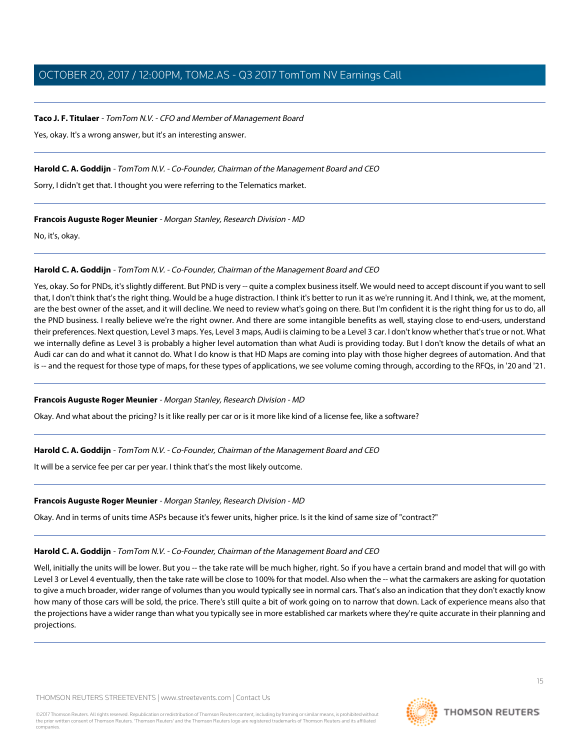**Taco J. F. Titulaer** - *TomTom N.V. - CFO and Member of Management Board*

Yes, okay. It's a wrong answer, but it's an interesting answer.

---

**Harold C. A. Goddijn** - *TomTom N.V. - Co-Founder, Chairman of the Management Board and CEO*

Sorry, I didn't get that. I thought you were referring to the Telematics market.

---

**Francois Auguste Roger Meunier** - *Morgan Stanley, Research Division - MD*

No, it's, okay.

---

**Harold C. A. Goddijn** - *TomTom N.V. - Co-Founder, Chairman of the Management Board and CEO*

Yes, okay. So for PNDs, it's slightly different. But PND is very -- quite a complex business itself. We would need to accept discount if you want to sell that, I don't think that's the right thing. Would be a huge distraction. I think it's better to run it as we're running it. And I think, we, at the moment, are the best owner of the asset, and it will decline. We need to review what's going on there. But I'm confident it is the right thing for us to do, all the PND business. I really believe we're the right owner. And there are some intangible benefits as well, staying close to end-users, understand their preferences. Next question, Level 3 maps. Yes, Level 3 maps, Audi is claiming to be a Level 3 car. I don't know whether that's true or not. What we internally define as Level 3 is probably a higher level automation than what Audi is providing today. But I don't know the details of what an Audi car can do and what it cannot do. What I do know is that HD Maps are coming into play with those higher degrees of automation. And that is -- and the request for those type of maps, for these types of applications, we see volume coming through, according to the RFQs, in '20 and '21.

---

**Francois Auguste Roger Meunier** - *Morgan Stanley, Research Division - MD*

Okay. And what about the pricing? Is it like really per car or is it more like kind of a license fee, like a software?

---

**Harold C. A. Goddijn** - *TomTom N.V. - Co-Founder, Chairman of the Management Board and CEO*

It will be a service fee per car per year. I think that's the most likely outcome.

---

**Francois Auguste Roger Meunier** - *Morgan Stanley, Research Division - MD*

Okay. And in terms of units time ASPs because it's fewer units, higher price. Is it the kind of same size of "contract?"

---

**Harold C. A. Goddijn** - *TomTom N.V. - Co-Founder, Chairman of the Management Board and CEO*

Well, initially the units will be lower. But you -- the take rate will be much higher, right. So if you have a certain brand and model that will go with Level 3 or Level 4 eventually, then the take rate will be close to 100% for that model. Also when the -- what the carmakers are asking for quotation to give a much broader, wider range of volumes than you would typically see in normal cars. That's also an indication that they don't exactly know how many of those cars will be sold, the price. There's still quite a bit of work going on to narrow that down. Lack of experience means also that the projections have a wider range than what you typically see in more established car markets where they're quite accurate in their planning and projections.

---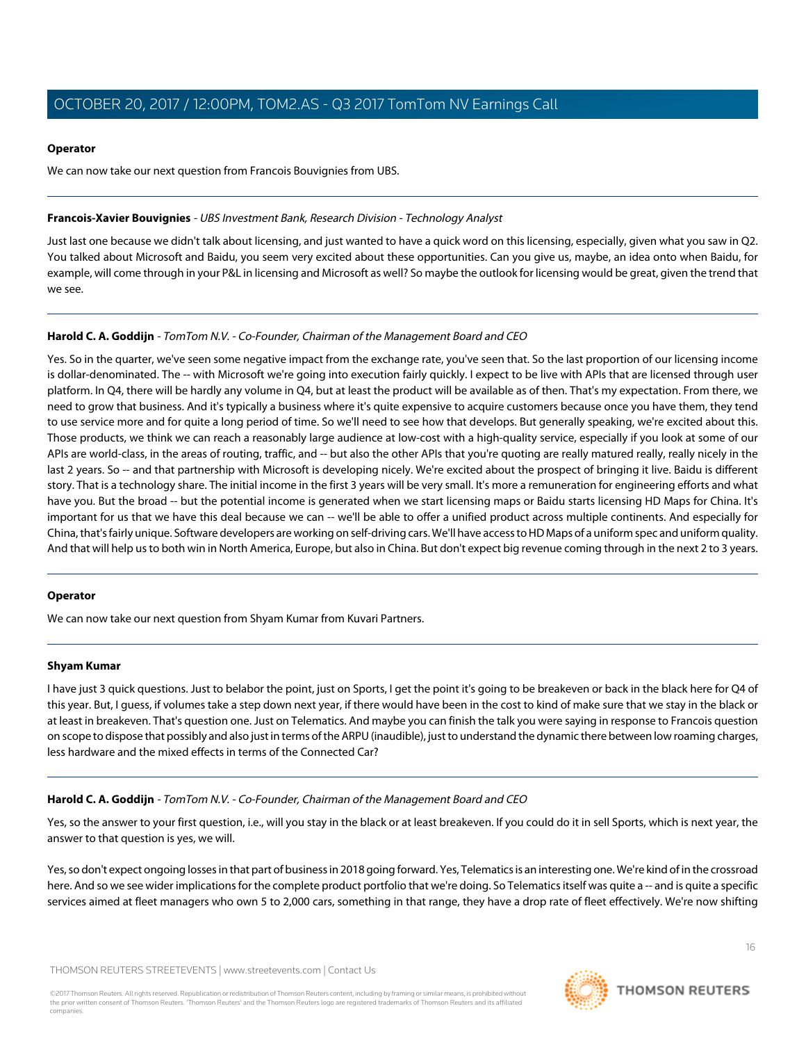**Operator**

We can now take our next question from Francois Bouvignies from UBS.

---

**Francois-Xavier Bouvignies** - *UBS Investment Bank, Research Division - Technology Analyst*

Just last one because we didn't talk about licensing, and just wanted to have a quick word on this licensing, especially, given what you saw in Q2. You talked about Microsoft and Baidu, you seem very excited about these opportunities. Can you give us, maybe, an idea onto when Baidu, for example, will come through in your P&L in licensing and Microsoft as well? So maybe the outlook for licensing would be great, given the trend that we see.

---

**Harold C. A. Goddijn** - *TomTom N.V. - Co-Founder, Chairman of the Management Board and CEO*

Yes. So in the quarter, we've seen some negative impact from the exchange rate, you've seen that. So the last proportion of our licensing income is dollar-denominated. The -- with Microsoft we're going into execution fairly quickly. I expect to be live with APIs that are licensed through user platform. In Q4, there will be hardly any volume in Q4, but at least the product will be available as of then. That's my expectation. From there, we need to grow that business. And it's typically a business where it's quite expensive to acquire customers because once you have them, they tend to use service more and for quite a long period of time. So we'll need to see how that develops. But generally speaking, we're excited about this. Those products, we think we can reach a reasonably large audience at low-cost with a high-quality service, especially if you look at some of our APIs are world-class, in the areas of routing, traffic, and -- but also the other APIs that you're quoting are really matured really, really nicely in the last 2 years. So -- and that partnership with Microsoft is developing nicely. We're excited about the prospect of bringing it live. Baidu is different story. That is a technology share. The initial income in the first 3 years will be very small. It's more a remuneration for engineering efforts and what have you. But the broad -- but the potential income is generated when we start licensing maps or Baidu starts licensing HD Maps for China. It's important for us that we have this deal because we can -- we'll be able to offer a unified product across multiple continents. And especially for China, that's fairly unique. Software developers are working on self-driving cars. We'll have access to HD Maps of a uniform spec and uniform quality. And that will help us to both win in North America, Europe, but also in China. But don't expect big revenue coming through in the next 2 to 3 years.

---

**Operator**

We can now take our next question from Shyam Kumar from Kuvari Partners.

---

**Shyam Kumar**

I have just 3 quick questions. Just to belabor the point, just on Sports, I get the point it's going to be breakeven or back in the black here for Q4 of this year. But, I guess, if volumes take a step down next year, if there would have been in the cost to kind of make sure that we stay in the black or at least in breakeven. That's question one. Just on Telematics. And maybe you can finish the talk you were saying in response to Francois question on scope to dispose that possibly and also just in terms of the ARPU (inaudible), just to understand the dynamic there between low roaming charges, less hardware and the mixed effects in terms of the Connected Car?

---

**Harold C. A. Goddijn** - *TomTom N.V. - Co-Founder, Chairman of the Management Board and CEO*

Yes, so the answer to your first question, i.e., will you stay in the black or at least breakeven. If you could do it in sell Sports, which is next year, the answer to that question is yes, we will.

Yes, so don't expect ongoing losses in that part of business in 2018 going forward. Yes, Telematics is an interesting one. We're kind of in the crossroad here. And so we see wider implications for the complete product portfolio that we're doing. So Telematics itself was quite a -- and is quite a specific services aimed at fleet managers who own 5 to 2,000 cars, something in that range, they have a drop rate of fleet effectively. We're now shifting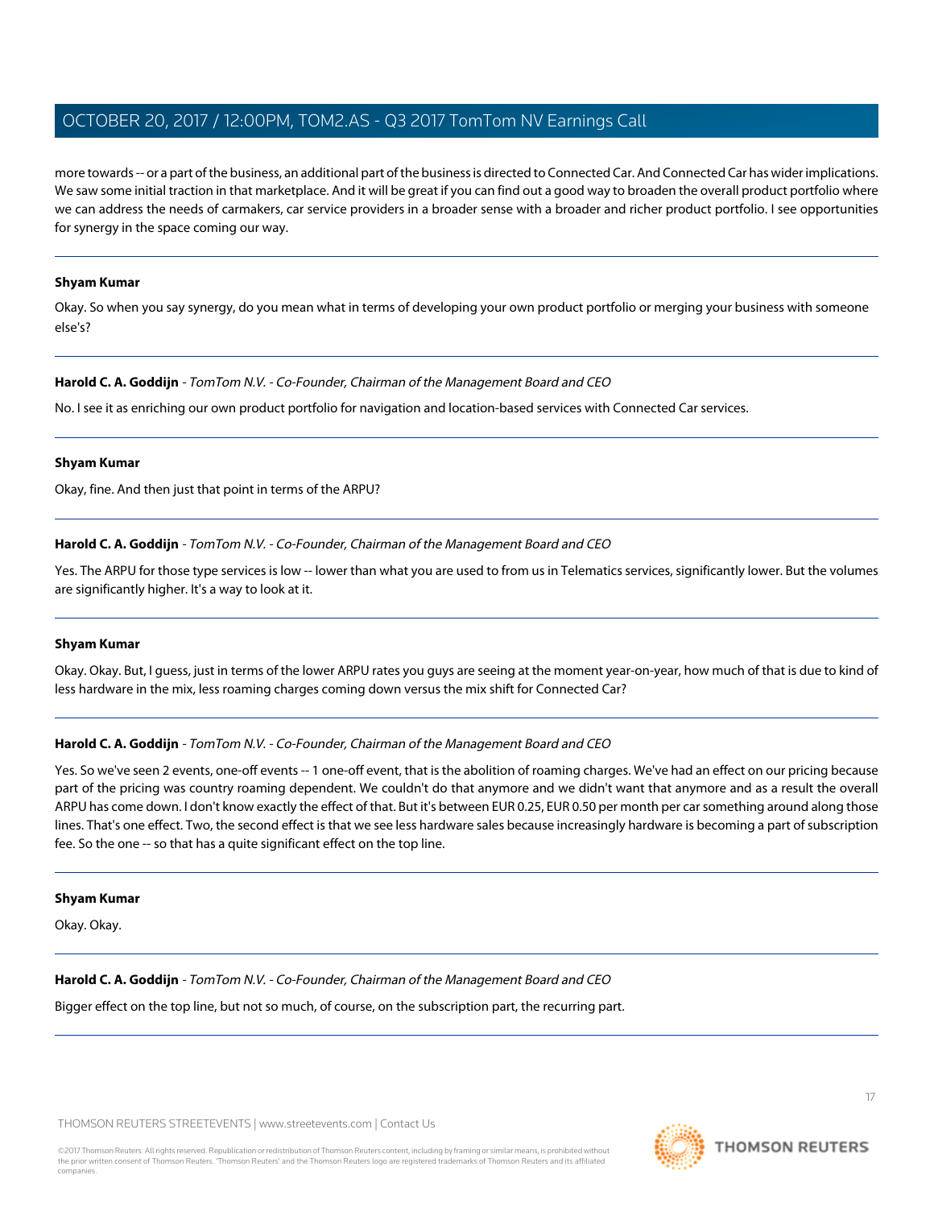more towards -- or a part of the business, an additional part of the business is directed to Connected Car. And Connected Car has wider implications. We saw some initial traction in that marketplace. And it will be great if you can find out a good way to broaden the overall product portfolio where we can address the needs of carmakers, car service providers in a broader sense with a broader and richer product portfolio. I see opportunities for synergy in the space coming our way.

---

**Shyam Kumar**

Okay. So when you say synergy, do you mean what in terms of developing your own product portfolio or merging your business with someone else's?

---

**Harold C. A. Goddijn** - *TomTom N.V. - Co-Founder, Chairman of the Management Board and CEO*

No. I see it as enriching our own product portfolio for navigation and location-based services with Connected Car services.

---

**Shyam Kumar**

Okay, fine. And then just that point in terms of the ARPU?

---

**Harold C. A. Goddijn** - *TomTom N.V. - Co-Founder, Chairman of the Management Board and CEO*

Yes. The ARPU for those type services is low -- lower than what you are used to from us in Telematics services, significantly lower. But the volumes are significantly higher. It's a way to look at it.

---

**Shyam Kumar**

Okay. Okay. But, I guess, just in terms of the lower ARPU rates you guys are seeing at the moment year-on-year, how much of that is due to kind of less hardware in the mix, less roaming charges coming down versus the mix shift for Connected Car?

---

**Harold C. A. Goddijn** - *TomTom N.V. - Co-Founder, Chairman of the Management Board and CEO*

Yes. So we've seen 2 events, one-off events -- 1 one-off event, that is the abolition of roaming charges. We've had an effect on our pricing because part of the pricing was country roaming dependent. We couldn't do that anymore and we didn't want that anymore and as a result the overall ARPU has come down. I don't know exactly the effect of that. But it's between EUR 0.25, EUR 0.50 per month per car something around along those lines. That's one effect. Two, the second effect is that we see less hardware sales because increasingly hardware is becoming a part of subscription fee. So the one -- so that has a quite significant effect on the top line.

---

**Shyam Kumar**

Okay. Okay.

---

**Harold C. A. Goddijn** - *TomTom N.V. - Co-Founder, Chairman of the Management Board and CEO*

Bigger effect on the top line, but not so much, of course, on the subscription part, the recurring part.

---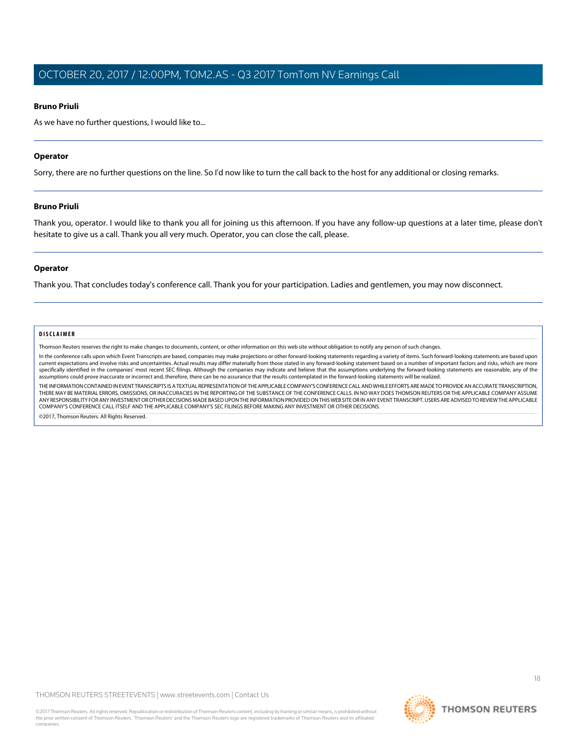**Bruno Priuli**

As we have no further questions, I would like to...

---

**Operator**

Sorry, there are no further questions on the line. So I'd now like to turn the call back to the host for any additional or closing remarks.

---

**Bruno Priuli**

Thank you, operator. I would like to thank you all for joining us this afternoon. If you have any follow-up questions at a later time, please don't hesitate to give us a call. Thank you all very much. Operator, you can close the call, please.

---

**Operator**

Thank you. That concludes today's conference call. Thank you for your participation. Ladies and gentlemen, you may now disconnect.

---

**DISCLAIMER**

Thomson Reuters reserves the right to make changes to documents, content, or other information on this web site without obligation to notify any person of such changes.

In the conference calls upon which Event Transcripts are based, companies may make projections or other forward-looking statements regarding a variety of items. Such forward-looking statements are based upon current expectations and involve risks and uncertainties. Actual results may differ materially from those stated in any forward-looking statement based on a number of important factors and risks, which are more specifically identified in the companies' most recent SEC filings. Although the companies may indicate and believe that the assumptions underlying the forward-looking statements are reasonable, any of the assumptions could prove inaccurate or incorrect and, therefore, there can be no assurance that the results contemplated in the forward-looking statements will be realized.

THE INFORMATION CONTAINED IN EVENT TRANSCRIPTS IS A TEXTUAL REPRESENTATION OF THE APPLICABLE COMPANY'S CONFERENCE CALL AND WHILE EFFORTS ARE MADE TO PROVIDE AN ACCURATE TRANSCRIPTION, THERE MAY BE MATERIAL ERRORS, OMISSIONS, OR INACCURACIES IN THE REPORTING OF THE SUBSTANCE OF THE CONFERENCE CALLS. IN NO WAY DOES THOMSON REUTERS OR THE APPLICABLE COMPANY ASSUME ANY RESPONSIBILITY FOR ANY INVESTMENT OR OTHER DECISIONS MADE BASED UPON THE INFORMATION PROVIDED ON THIS WEB SITE OR IN ANY EVENT TRANSCRIPT. USERS ARE ADVISED TO REVIEW THE APPLICABLE COMPANY'S CONFERENCE CALL ITSELF AND THE APPLICABLE COMPANY'S SEC FILINGS BEFORE MAKING ANY INVESTMENT OR OTHER DECISIONS.

©2017, Thomson Reuters. All Rights Reserved.